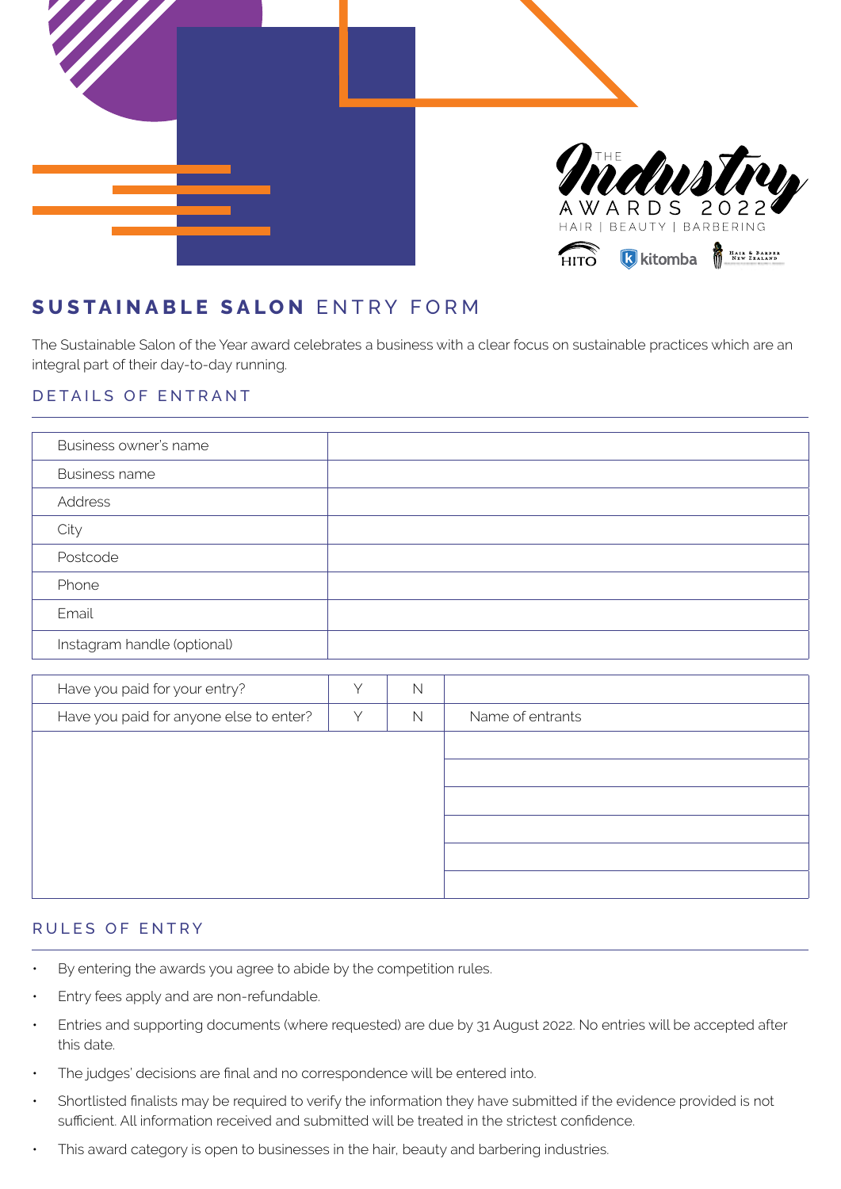THE Industry AWARDS 2022
HAIR | BEAUTY | BARBERING

HITO kitomba Hair & Barber New Zealand

# SUSTAINABLE SALON ENTRY FORM

The Sustainable Salon of the Year award celebrates a business with a clear focus on sustainable practices which are an integral part of their day-to-day running.

## DETAILS OF ENTRANT

| | |
|---|---|
| Business owner's name | |
| Business name | |
| Address | |
| City | |
| Postcode | |
| Phone | |
| Email | |
| Instagram handle (optional) | |

| | | | |
|---|---|---|---|
| Have you paid for your entry? | Y | N | |
| Have you paid for anyone else to enter? | Y | N | Name of entrants |
| | | | |
| | | | |
| | | | |
| | | | |
| | | | |
| | | | |

## RULES OF ENTRY

- By entering the awards you agree to abide by the competition rules.
- Entry fees apply and are non-refundable.
- Entries and supporting documents (where requested) are due by 31 August 2022. No entries will be accepted after this date.
- The judges' decisions are final and no correspondence will be entered into.
- Shortlisted finalists may be required to verify the information they have submitted if the evidence provided is not sufficient. All information received and submitted will be treated in the strictest confidence.
- This award category is open to businesses in the hair, beauty and barbering industries.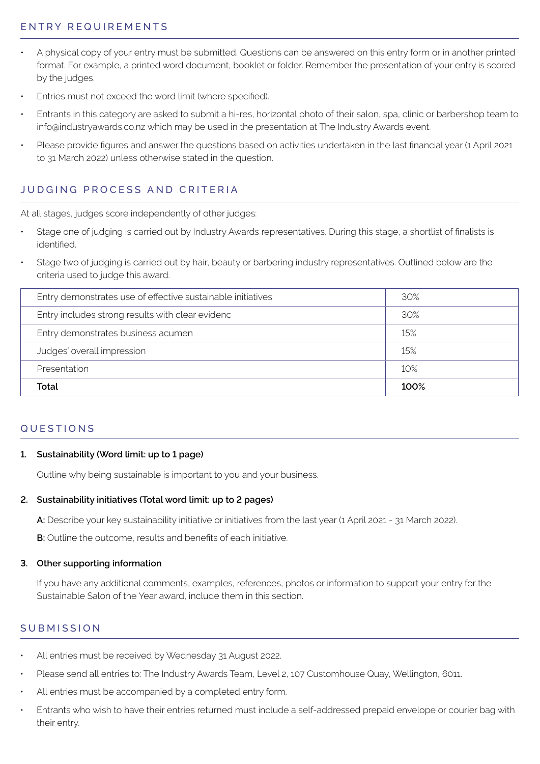## ENTRY REQUIREMENTS

- A physical copy of your entry must be submitted. Questions can be answered on this entry form or in another printed format. For example, a printed word document, booklet or folder. Remember the presentation of your entry is scored by the judges.
- Entries must not exceed the word limit (where specified).
- Entrants in this category are asked to submit a hi-res, horizontal photo of their salon, spa, clinic or barbershop team to info@industryawards.co.nz which may be used in the presentation at The Industry Awards event.
- Please provide figures and answer the questions based on activities undertaken in the last financial year (1 April 2021 to 31 March 2022) unless otherwise stated in the question.

## JUDGING PROCESS AND CRITERIA

At all stages, judges score independently of other judges:

- Stage one of judging is carried out by Industry Awards representatives. During this stage, a shortlist of finalists is identified.
- Stage two of judging is carried out by hair, beauty or barbering industry representatives. Outlined below are the criteria used to judge this award.

| | |
|---|---|
| Entry demonstrates use of effective sustainable initiatives | 30% |
| Entry includes strong results with clear evidenc | 30% |
| Entry demonstrates business acumen | 15% |
| Judges' overall impression | 15% |
| Presentation | 10% |
| **Total** | **100%** |

## QUESTIONS

1. **Sustainability (Word limit: up to 1 page)**

   Outline why being sustainable is important to you and your business.

2. **Sustainability initiatives (Total word limit: up to 2 pages)**

   **A:** Describe your key sustainability initiative or initiatives from the last year (1 April 2021 - 31 March 2022).

   **B:** Outline the outcome, results and benefits of each initiative.

3. **Other supporting information**

   If you have any additional comments, examples, references, photos or information to support your entry for the Sustainable Salon of the Year award, include them in this section.

## SUBMISSION

- All entries must be received by Wednesday 31 August 2022.
- Please send all entries to: The Industry Awards Team, Level 2, 107 Customhouse Quay, Wellington, 6011.
- All entries must be accompanied by a completed entry form.
- Entrants who wish to have their entries returned must include a self-addressed prepaid envelope or courier bag with their entry.